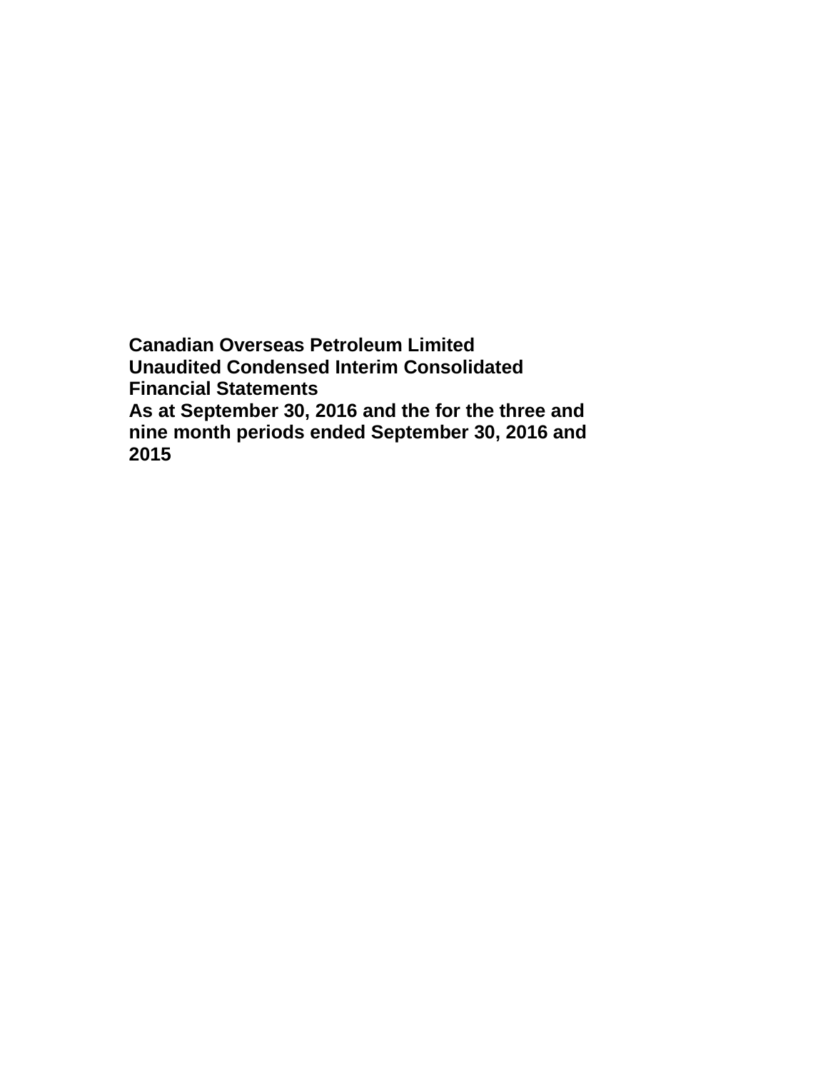**Canadian Overseas Petroleum Limited**
**Unaudited Condensed Interim Consolidated Financial Statements**
**As at September 30, 2016 and the for the three and nine month periods ended September 30, 2016 and 2015**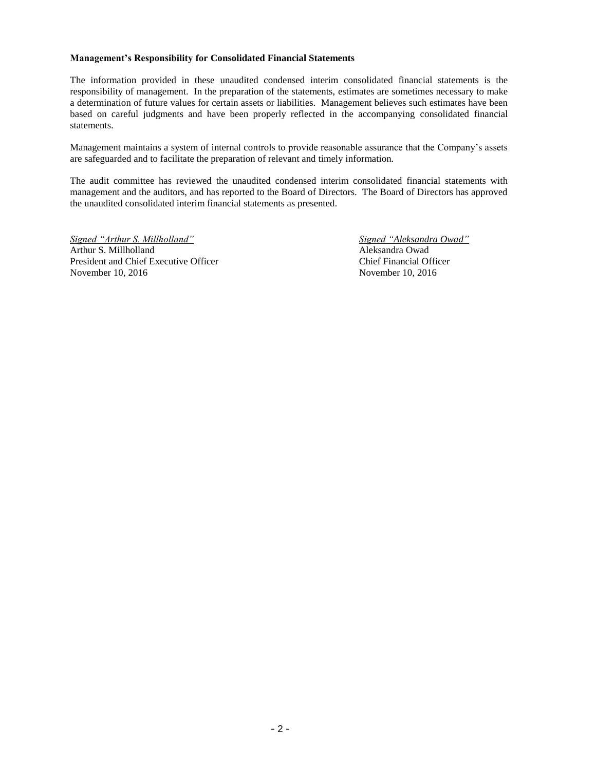**Management's Responsibility for Consolidated Financial Statements**

The information provided in these unaudited condensed interim consolidated financial statements is the responsibility of management. In the preparation of the statements, estimates are sometimes necessary to make a determination of future values for certain assets or liabilities. Management believes such estimates have been based on careful judgments and have been properly reflected in the accompanying consolidated financial statements.

Management maintains a system of internal controls to provide reasonable assurance that the Company's assets are safeguarded and to facilitate the preparation of relevant and timely information.

The audit committee has reviewed the unaudited condensed interim consolidated financial statements with management and the auditors, and has reported to the Board of Directors. The Board of Directors has approved the unaudited consolidated interim financial statements as presented.

*Signed "Arthur S. Millholland"*
Arthur S. Millholland
President and Chief Executive Officer
November 10, 2016

*Signed "Aleksandra Owad"*
Aleksandra Owad
Chief Financial Officer
November 10, 2016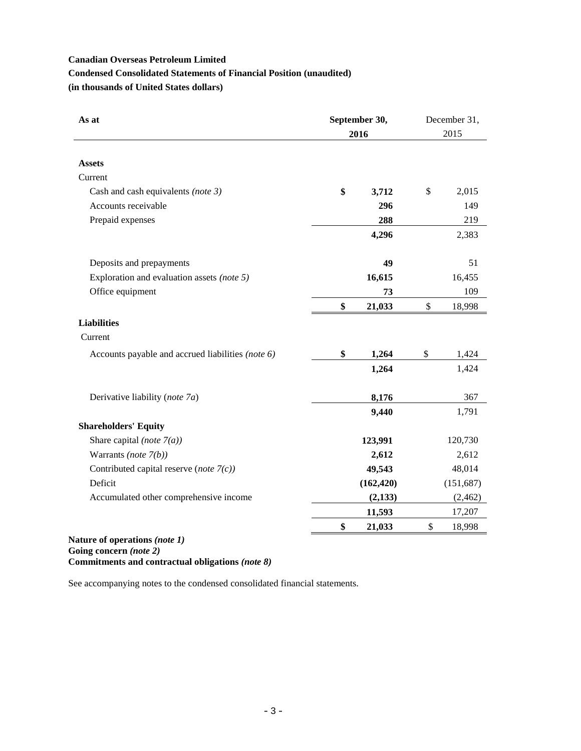**Canadian Overseas Petroleum Limited**

**Condensed Consolidated Statements of Financial Position (unaudited)**

**(in thousands of United States dollars)**

| As at | September 30, 2016 | December 31, 2015 |
|---|---|---|
| **Assets** | | |
| Current | | |
| Cash and cash equivalents *(note 3)* | **$ 3,712** | $ 2,015 |
| Accounts receivable | **296** | 149 |
| Prepaid expenses | **288** | 219 |
| | **4,296** | 2,383 |
| Deposits and prepayments | **49** | 51 |
| Exploration and evaluation assets *(note 5)* | **16,615** | 16,455 |
| Office equipment | **73** | 109 |
| | **$ 21,033** | $ 18,998 |
| **Liabilities** | | |
| Current | | |
| Accounts payable and accrued liabilities *(note 6)* | **$ 1,264** | $ 1,424 |
| | **1,264** | 1,424 |
| Derivative liability (*note 7a*) | **8,176** | 367 |
| | **9,440** | 1,791 |
| **Shareholders' Equity** | | |
| Share capital *(note 7(a))* | **123,991** | 120,730 |
| Warrants *(note 7(b))* | **2,612** | 2,612 |
| Contributed capital reserve (*note 7(c)*) | **49,543** | 48,014 |
| Deficit | **(162,420)** | (151,687) |
| Accumulated other comprehensive income | **(2,133)** | (2,462) |
| | **11,593** | 17,207 |
| | **$ 21,033** | $ 18,998 |

**Nature of operations *(note 1)***
**Going concern *(note 2)***
**Commitments and contractual obligations *(note 8)***

See accompanying notes to the condensed consolidated financial statements.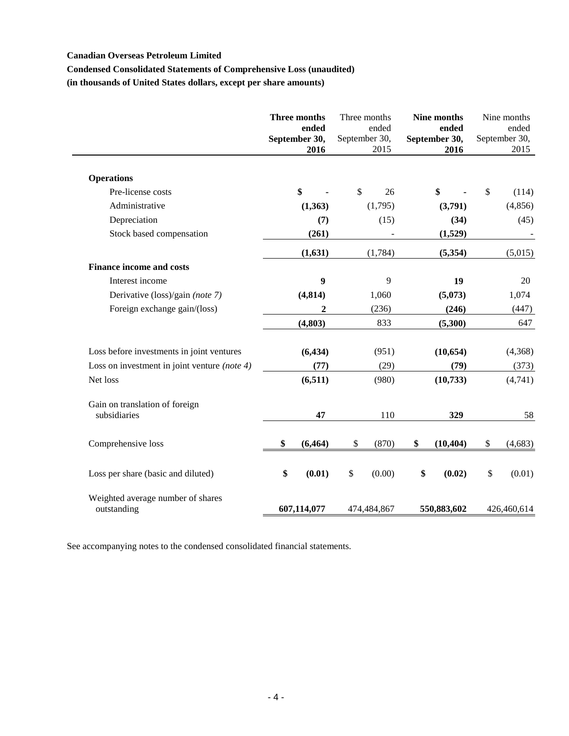**Canadian Overseas Petroleum Limited**

**Condensed Consolidated Statements of Comprehensive Loss (unaudited)**

**(in thousands of United States dollars, except per share amounts)**

| | **Three months ended September 30, 2016** | Three months ended September 30, 2015 | **Nine months ended September 30, 2016** | Nine months ended September 30, 2015 |
|---|---|---|---|---|
| **Operations** | | | | |
| Pre-license costs | **$ -** | $ 26 | **$ -** | $ (114) |
| Administrative | **(1,363)** | (1,795) | **(3,791)** | (4,856) |
| Depreciation | **(7)** | (15) | **(34)** | (45) |
| Stock based compensation | **(261)** | - | **(1,529)** | - |
| | **(1,631)** | (1,784) | **(5,354)** | (5,015) |
| **Finance income and costs** | | | | |
| Interest income | **9** | 9 | **19** | 20 |
| Derivative (loss)/gain *(note 7)* | **(4,814)** | 1,060 | **(5,073)** | 1,074 |
| Foreign exchange gain/(loss) | **2** | (236) | **(246)** | (447) |
| | **(4,803)** | 833 | **(5,300)** | 647 |
| Loss before investments in joint ventures | **(6,434)** | (951) | **(10,654)** | (4,368) |
| Loss on investment in joint venture *(note 4)* | **(77)** | (29) | **(79)** | (373) |
| Net loss | **(6,511)** | (980) | **(10,733)** | (4,741) |
| Gain on translation of foreign subsidiaries | **47** | 110 | **329** | 58 |
| Comprehensive loss | **$ (6,464)** | $ (870) | **$ (10,404)** | $ (4,683) |
| Loss per share (basic and diluted) | **$ (0.01)** | $ (0.00) | **$ (0.02)** | $ (0.01) |
| Weighted average number of shares outstanding | **607,114,077** | 474,484,867 | **550,883,602** | 426,460,614 |

See accompanying notes to the condensed consolidated financial statements.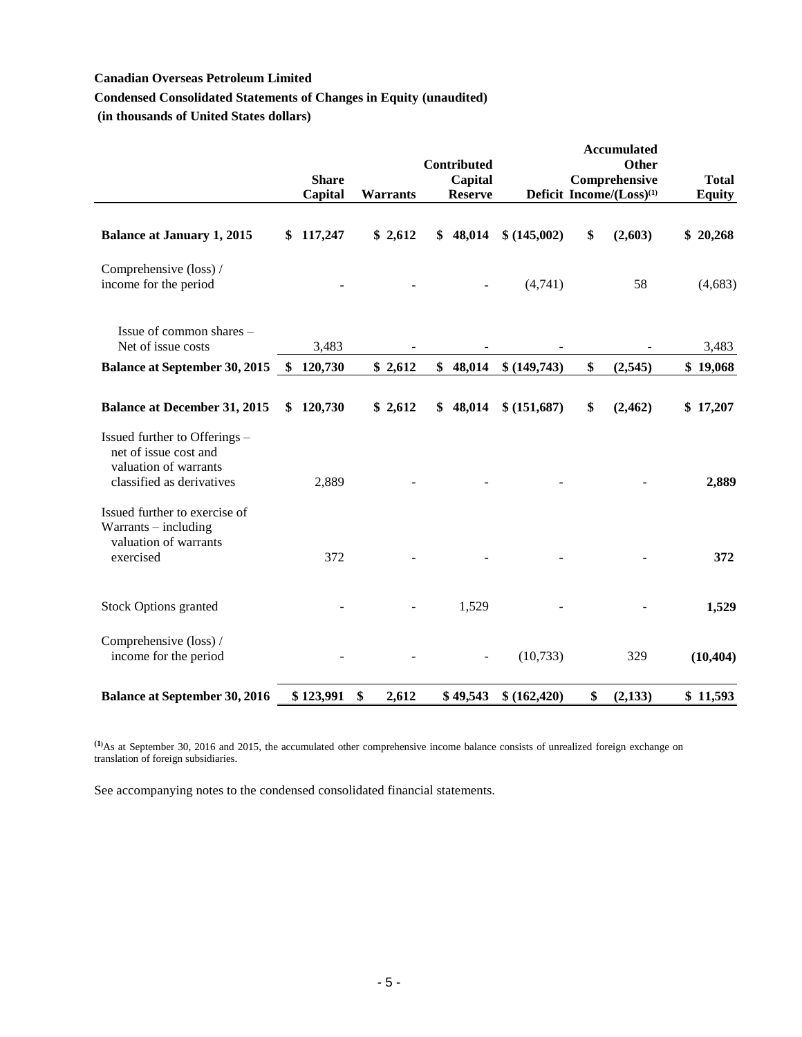**Canadian Overseas Petroleum Limited**

**Condensed Consolidated Statements of Changes in Equity (unaudited)**

**(in thousands of United States dollars)**

| | Share Capital | Warrants | Contributed Capital Reserve | Deficit | Accumulated Other Comprehensive Income/(Loss)[1] | Total Equity |
|---|---|---|---|---|---|---|
| **Balance at January 1, 2015** | **$ 117,247** | **$ 2,612** | **$ 48,014** | **$ (145,002)** | **$ (2,603)** | **$ 20,268** |
| Comprehensive (loss) / income for the period | - | - | - | (4,741) | 58 | (4,683) |
| Issue of common shares – Net of issue costs | 3,483 | - | - | - | - | 3,483 |
| **Balance at September 30, 2015** | **$ 120,730** | **$ 2,612** | **$ 48,014** | **$ (149,743)** | **$ (2,545)** | **$ 19,068** |
| **Balance at December 31, 2015** | **$ 120,730** | **$ 2,612** | **$ 48,014** | **$ (151,687)** | **$ (2,462)** | **$ 17,207** |
| Issued further to Offerings – net of issue cost and valuation of warrants classified as derivatives | 2,889 | - | - | - | - | **2,889** |
| Issued further to exercise of Warrants – including valuation of warrants exercised | 372 | - | - | - | - | **372** |
| Stock Options granted | - | - | 1,529 | - | - | **1,529** |
| Comprehensive (loss) / income for the period | - | - | - | (10,733) | 329 | **(10,404)** |
| **Balance at September 30, 2016** | **$ 123,991** | **$ 2,612** | **$ 49,543** | **$ (162,420)** | **$ (2,133)** | **$ 11,593** |

[1] As at September 30, 2016 and 2015, the accumulated other comprehensive income balance consists of unrealized foreign exchange on translation of foreign subsidiaries.

See accompanying notes to the condensed consolidated financial statements.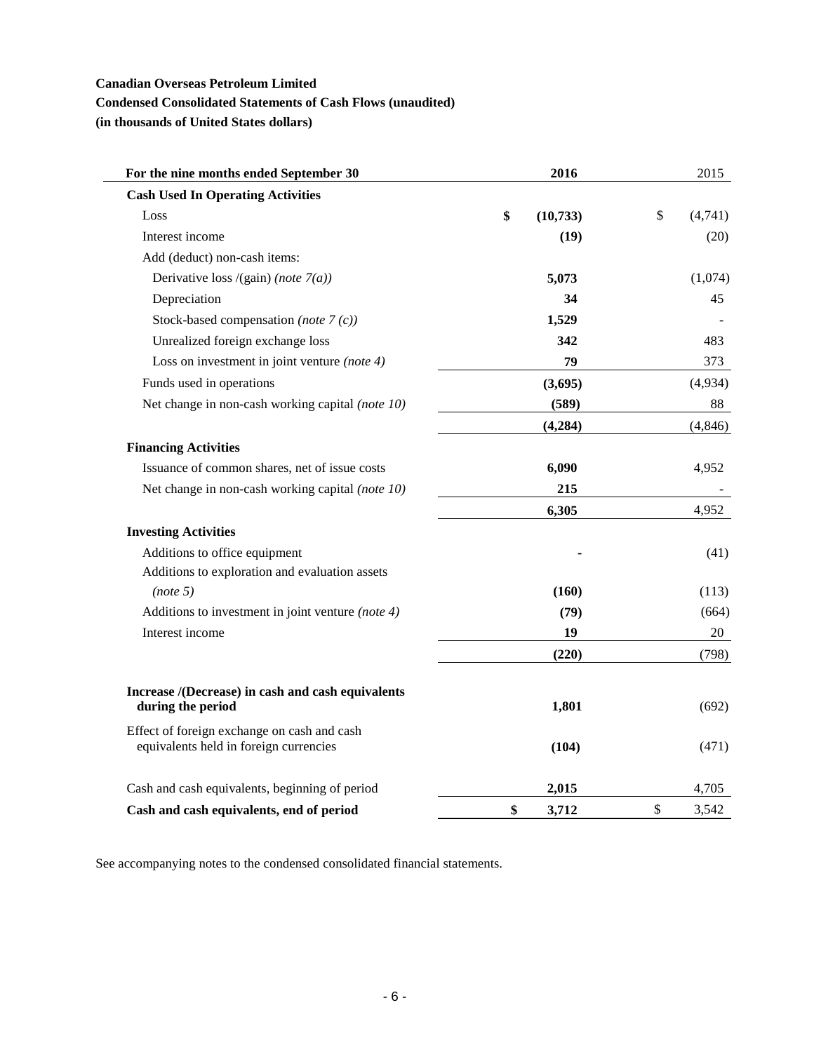**Canadian Overseas Petroleum Limited**

**Condensed Consolidated Statements of Cash Flows (unaudited)**

**(in thousands of United States dollars)**

| For the nine months ended September 30 | 2016 | 2015 |
|---|---|---|
| **Cash Used In Operating Activities** | | |
| Loss | **$ (10,733)** | $ (4,741) |
| Interest income | **(19)** | (20) |
| Add (deduct) non-cash items: | | |
| Derivative loss /(gain) *(note 7(a))* | **5,073** | (1,074) |
| Depreciation | **34** | 45 |
| Stock-based compensation *(note 7 (c))* | **1,529** | - |
| Unrealized foreign exchange loss | **342** | 483 |
| Loss on investment in joint venture *(note 4)* | **79** | 373 |
| Funds used in operations | **(3,695)** | (4,934) |
| Net change in non-cash working capital *(note 10)* | **(589)** | 88 |
| | **(4,284)** | (4,846) |
| **Financing Activities** | | |
| Issuance of common shares, net of issue costs | **6,090** | 4,952 |
| Net change in non-cash working capital *(note 10)* | **215** | - |
| | **6,305** | 4,952 |
| **Investing Activities** | | |
| Additions to office equipment | **-** | (41) |
| Additions to exploration and evaluation assets *(note 5)* | **(160)** | (113) |
| Additions to investment in joint venture *(note 4)* | **(79)** | (664) |
| Interest income | **19** | 20 |
| | **(220)** | (798) |
| **Increase /(Decrease) in cash and cash equivalents during the period** | **1,801** | (692) |
| Effect of foreign exchange on cash and cash equivalents held in foreign currencies | **(104)** | (471) |
| Cash and cash equivalents, beginning of period | **2,015** | 4,705 |
| **Cash and cash equivalents, end of period** | **$ 3,712** | $ 3,542 |

See accompanying notes to the condensed consolidated financial statements.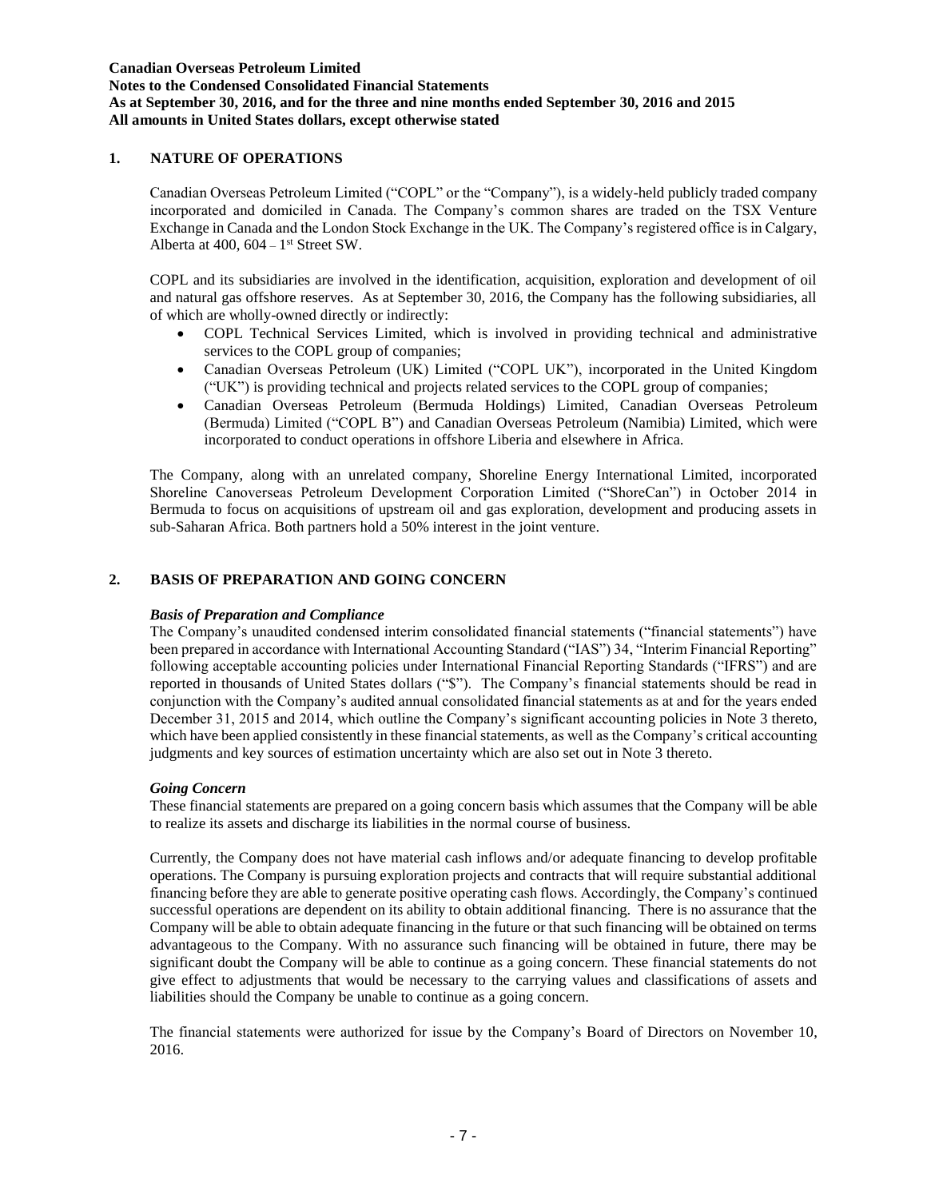**Canadian Overseas Petroleum Limited**
**Notes to the Condensed Consolidated Financial Statements**
**As at September 30, 2016, and for the three and nine months ended September 30, 2016 and 2015**
**All amounts in United States dollars, except otherwise stated**

## 1. NATURE OF OPERATIONS

Canadian Overseas Petroleum Limited ("COPL" or the "Company"), is a widely-held publicly traded company incorporated and domiciled in Canada. The Company's common shares are traded on the TSX Venture Exchange in Canada and the London Stock Exchange in the UK. The Company's registered office is in Calgary, Alberta at 400, 604 – 1st Street SW.

COPL and its subsidiaries are involved in the identification, acquisition, exploration and development of oil and natural gas offshore reserves. As at September 30, 2016, the Company has the following subsidiaries, all of which are wholly-owned directly or indirectly:

- COPL Technical Services Limited, which is involved in providing technical and administrative services to the COPL group of companies;
- Canadian Overseas Petroleum (UK) Limited ("COPL UK"), incorporated in the United Kingdom ("UK") is providing technical and projects related services to the COPL group of companies;
- Canadian Overseas Petroleum (Bermuda Holdings) Limited, Canadian Overseas Petroleum (Bermuda) Limited ("COPL B") and Canadian Overseas Petroleum (Namibia) Limited, which were incorporated to conduct operations in offshore Liberia and elsewhere in Africa.

The Company, along with an unrelated company, Shoreline Energy International Limited, incorporated Shoreline Canoverseas Petroleum Development Corporation Limited ("ShoreCan") in October 2014 in Bermuda to focus on acquisitions of upstream oil and gas exploration, development and producing assets in sub-Saharan Africa. Both partners hold a 50% interest in the joint venture.

## 2. BASIS OF PREPARATION AND GOING CONCERN

***Basis of Preparation and Compliance***

The Company's unaudited condensed interim consolidated financial statements ("financial statements") have been prepared in accordance with International Accounting Standard ("IAS") 34, "Interim Financial Reporting" following acceptable accounting policies under International Financial Reporting Standards ("IFRS") and are reported in thousands of United States dollars ("$"). The Company's financial statements should be read in conjunction with the Company's audited annual consolidated financial statements as at and for the years ended December 31, 2015 and 2014, which outline the Company's significant accounting policies in Note 3 thereto, which have been applied consistently in these financial statements, as well as the Company's critical accounting judgments and key sources of estimation uncertainty which are also set out in Note 3 thereto.

***Going Concern***

These financial statements are prepared on a going concern basis which assumes that the Company will be able to realize its assets and discharge its liabilities in the normal course of business.

Currently, the Company does not have material cash inflows and/or adequate financing to develop profitable operations. The Company is pursuing exploration projects and contracts that will require substantial additional financing before they are able to generate positive operating cash flows. Accordingly, the Company's continued successful operations are dependent on its ability to obtain additional financing. There is no assurance that the Company will be able to obtain adequate financing in the future or that such financing will be obtained on terms advantageous to the Company. With no assurance such financing will be obtained in future, there may be significant doubt the Company will be able to continue as a going concern. These financial statements do not give effect to adjustments that would be necessary to the carrying values and classifications of assets and liabilities should the Company be unable to continue as a going concern.

The financial statements were authorized for issue by the Company's Board of Directors on November 10, 2016.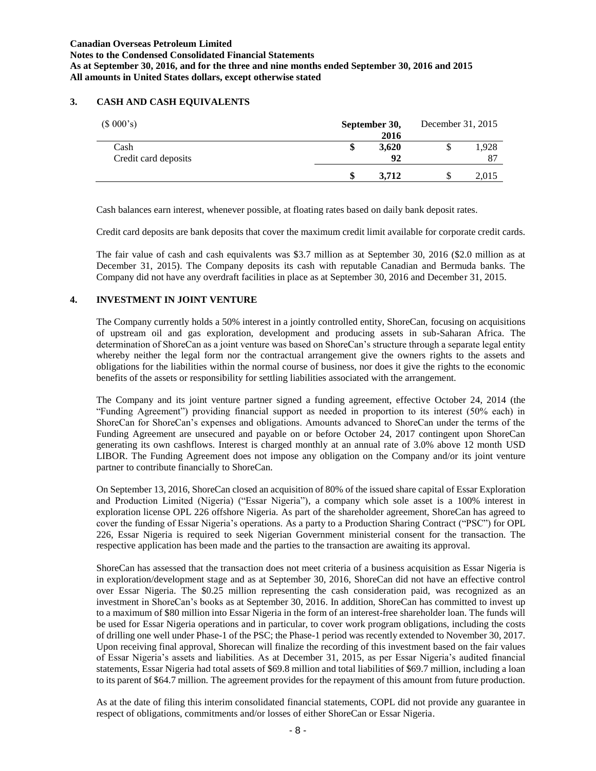## 3. CASH AND CASH EQUIVALENTS

| ($ 000's) | September 30, 2016 | December 31, 2015 |
|---|---|---|
| Cash | $ 3,620 | $ 1,928 |
| Credit card deposits | 92 | 87 |
| | $ 3,712 | $ 2,015 |

Cash balances earn interest, whenever possible, at floating rates based on daily bank deposit rates.

Credit card deposits are bank deposits that cover the maximum credit limit available for corporate credit cards.

The fair value of cash and cash equivalents was $3.7 million as at September 30, 2016 ($2.0 million as at December 31, 2015). The Company deposits its cash with reputable Canadian and Bermuda banks. The Company did not have any overdraft facilities in place as at September 30, 2016 and December 31, 2015.

## 4. INVESTMENT IN JOINT VENTURE

The Company currently holds a 50% interest in a jointly controlled entity, ShoreCan, focusing on acquisitions of upstream oil and gas exploration, development and producing assets in sub-Saharan Africa. The determination of ShoreCan as a joint venture was based on ShoreCan's structure through a separate legal entity whereby neither the legal form nor the contractual arrangement give the owners rights to the assets and obligations for the liabilities within the normal course of business, nor does it give the rights to the economic benefits of the assets or responsibility for settling liabilities associated with the arrangement.

The Company and its joint venture partner signed a funding agreement, effective October 24, 2014 (the "Funding Agreement") providing financial support as needed in proportion to its interest (50% each) in ShoreCan for ShoreCan's expenses and obligations. Amounts advanced to ShoreCan under the terms of the Funding Agreement are unsecured and payable on or before October 24, 2017 contingent upon ShoreCan generating its own cashflows. Interest is charged monthly at an annual rate of 3.0% above 12 month USD LIBOR. The Funding Agreement does not impose any obligation on the Company and/or its joint venture partner to contribute financially to ShoreCan.

On September 13, 2016, ShoreCan closed an acquisition of 80% of the issued share capital of Essar Exploration and Production Limited (Nigeria) ("Essar Nigeria"), a company which sole asset is a 100% interest in exploration license OPL 226 offshore Nigeria. As part of the shareholder agreement, ShoreCan has agreed to cover the funding of Essar Nigeria's operations. As a party to a Production Sharing Contract ("PSC") for OPL 226, Essar Nigeria is required to seek Nigerian Government ministerial consent for the transaction. The respective application has been made and the parties to the transaction are awaiting its approval.

ShoreCan has assessed that the transaction does not meet criteria of a business acquisition as Essar Nigeria is in exploration/development stage and as at September 30, 2016, ShoreCan did not have an effective control over Essar Nigeria. The $0.25 million representing the cash consideration paid, was recognized as an investment in ShoreCan's books as at September 30, 2016. In addition, ShoreCan has committed to invest up to a maximum of $80 million into Essar Nigeria in the form of an interest-free shareholder loan. The funds will be used for Essar Nigeria operations and in particular, to cover work program obligations, including the costs of drilling one well under Phase-1 of the PSC; the Phase-1 period was recently extended to November 30, 2017. Upon receiving final approval, Shorecan will finalize the recording of this investment based on the fair values of Essar Nigeria's assets and liabilities. As at December 31, 2015, as per Essar Nigeria's audited financial statements, Essar Nigeria had total assets of $69.8 million and total liabilities of $69.7 million, including a loan to its parent of $64.7 million. The agreement provides for the repayment of this amount from future production.

As at the date of filing this interim consolidated financial statements, COPL did not provide any guarantee in respect of obligations, commitments and/or losses of either ShoreCan or Essar Nigeria.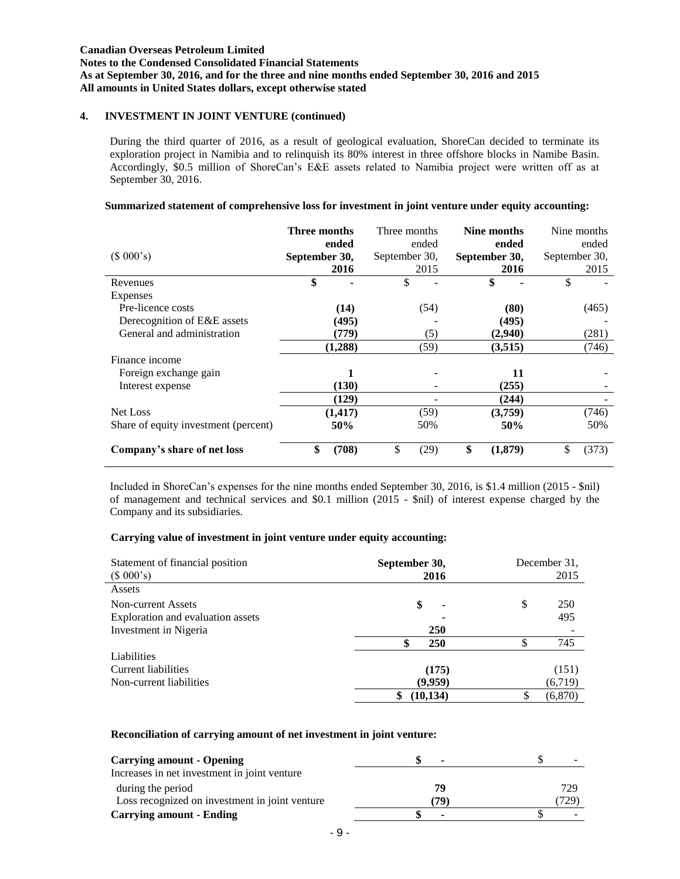## 4. INVESTMENT IN JOINT VENTURE (continued)

During the third quarter of 2016, as a result of geological evaluation, ShoreCan decided to terminate its exploration project in Namibia and to relinquish its 80% interest in three offshore blocks in Namibe Basin. Accordingly, \$0.5 million of ShoreCan's E&E assets related to Namibia project were written off as at September 30, 2016.

**Summarized statement of comprehensive loss for investment in joint venture under equity accounting:**

| ($ 000's) | **Three months ended September 30, 2016** | Three months ended September 30, 2015 | **Nine months ended September 30, 2016** | Nine months ended September 30, 2015 |
|---|---|---|---|---|
| Revenues | **$ -** | $ - | **$ -** | $ - |
| Expenses | | | | |
| Pre-licence costs | **(14)** | (54) | **(80)** | (465) |
| Derecognition of E&E assets | **(495)** | - | **(495)** | - |
| General and administration | **(779)** | (5) | **(2,940)** | (281) |
| | **(1,288)** | (59) | **(3,515)** | (746) |
| Finance income | | | | |
| Foreign exchange gain | **1** | - | **11** | - |
| Interest expense | **(130)** | - | **(255)** | - |
| | **(129)** | - | **(244)** | - |
| Net Loss | **(1,417)** | (59) | **(3,759)** | (746) |
| Share of equity investment (percent) | **50%** | 50% | **50%** | 50% |
| **Company's share of net loss** | **$ (708)** | $ (29) | **$ (1,879)** | $ (373) |

Included in ShoreCan's expenses for the nine months ended September 30, 2016, is \$1.4 million (2015 - \$nil) of management and technical services and \$0.1 million (2015 - \$nil) of interest expense charged by the Company and its subsidiaries.

**Carrying value of investment in joint venture under equity accounting:**

| Statement of financial position ($ 000's) | **September 30, 2016** | December 31, 2015 |
|---|---|---|
| Assets | | |
| Non-current Assets | **$ -** | $ 250 |
| Exploration and evaluation assets | **-** | 495 |
| Investment in Nigeria | **250** | - |
| | **$ 250** | $ 745 |
| Liabilities | | |
| Current liabilities | **(175)** | (151) |
| Non-current liabilities | **(9,959)** | (6,719) |
| | **$ (10,134)** | $ (6,870) |

**Reconciliation of carrying amount of net investment in joint venture:**

| | | |
|---|---|---|
| **Carrying amount - Opening** | **$ -** | $ - |
| Increases in net investment in joint venture during the period | **79** | 729 |
| Loss recognized on investment in joint venture | **(79)** | (729) |
| **Carrying amount - Ending** | **$ -** | $ - |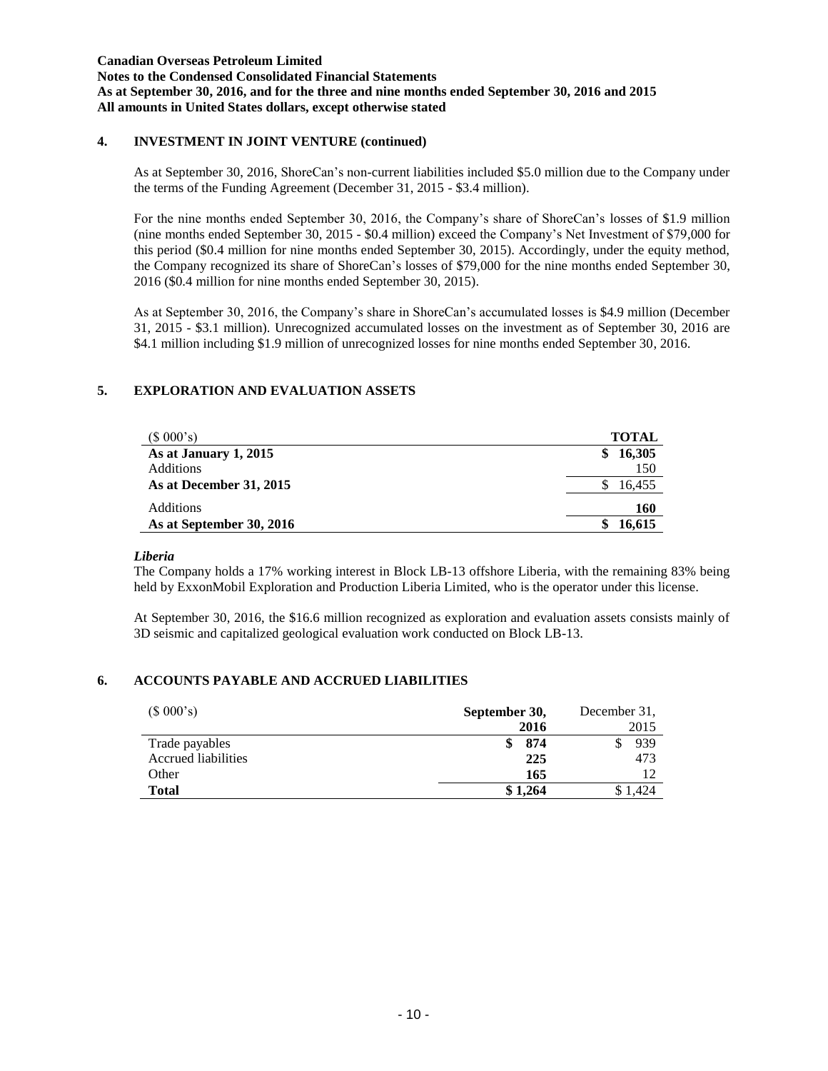## 4. INVESTMENT IN JOINT VENTURE (continued)

As at September 30, 2016, ShoreCan's non-current liabilities included $5.0 million due to the Company under the terms of the Funding Agreement (December 31, 2015 - $3.4 million).

For the nine months ended September 30, 2016, the Company's share of ShoreCan's losses of $1.9 million (nine months ended September 30, 2015 - $0.4 million) exceed the Company's Net Investment of $79,000 for this period ($0.4 million for nine months ended September 30, 2015). Accordingly, under the equity method, the Company recognized its share of ShoreCan's losses of $79,000 for the nine months ended September 30, 2016 ($0.4 million for nine months ended September 30, 2015).

As at September 30, 2016, the Company's share in ShoreCan's accumulated losses is $4.9 million (December 31, 2015 - $3.1 million). Unrecognized accumulated losses on the investment as of September 30, 2016 are $4.1 million including $1.9 million of unrecognized losses for nine months ended September 30, 2016.

## 5. EXPLORATION AND EVALUATION ASSETS

| ($ 000's) | **TOTAL** |
|---|---|
| **As at January 1, 2015** | **$ 16,305** |
| Additions | 150 |
| **As at December 31, 2015** | $ 16,455 |
| Additions | **160** |
| **As at September 30, 2016** | **$ 16,615** |

***Liberia***

The Company holds a 17% working interest in Block LB-13 offshore Liberia, with the remaining 83% being held by ExxonMobil Exploration and Production Liberia Limited, who is the operator under this license.

At September 30, 2016, the $16.6 million recognized as exploration and evaluation assets consists mainly of 3D seismic and capitalized geological evaluation work conducted on Block LB-13.

## 6. ACCOUNTS PAYABLE AND ACCRUED LIABILITIES

| ($ 000's) | **September 30, 2016** | December 31, 2015 |
|---|---|---|
| Trade payables | **$ 874** | $ 939 |
| Accrued liabilities | **225** | 473 |
| Other | **165** | 12 |
| **Total** | **$ 1,264** | $ 1,424 |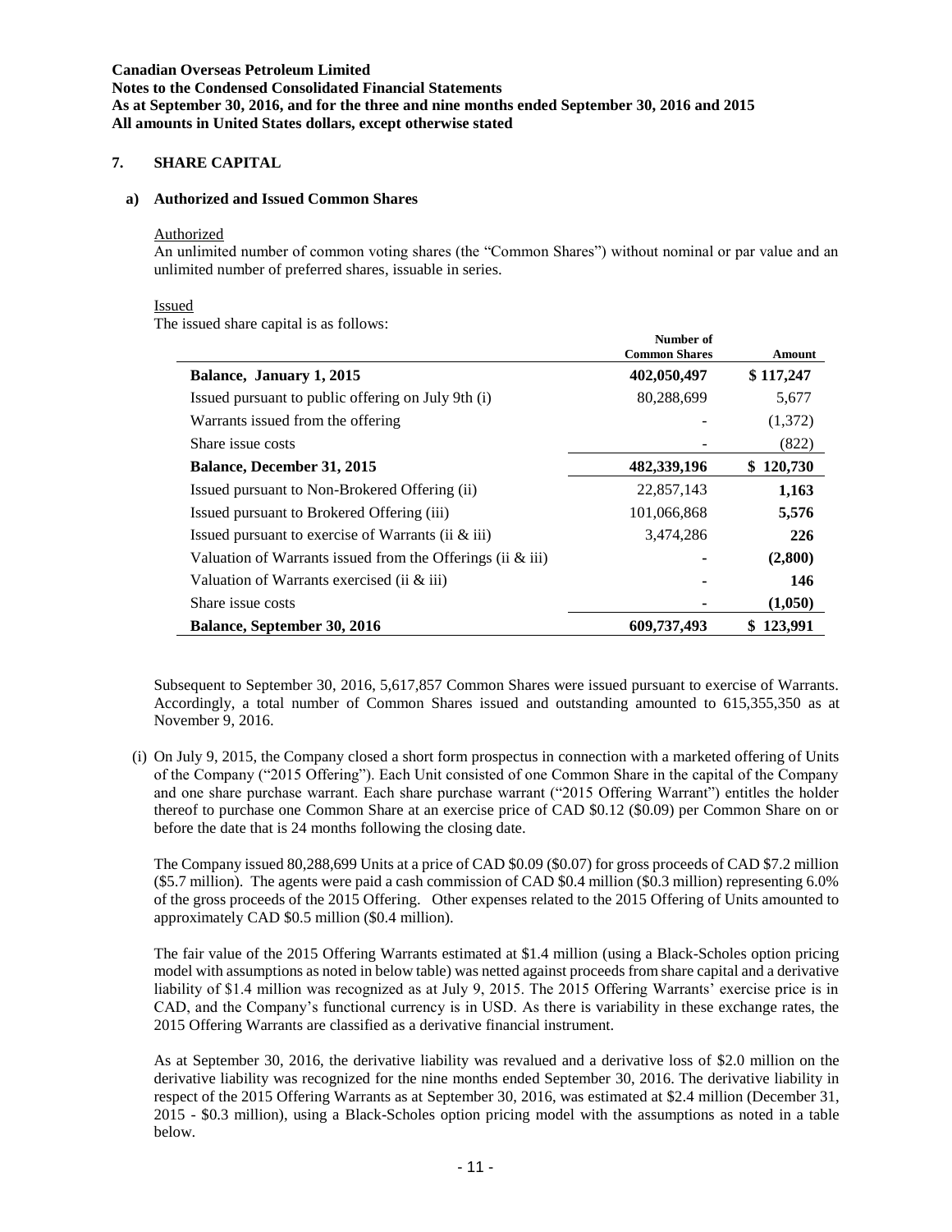## 7. SHARE CAPITAL

### a) Authorized and Issued Common Shares

Authorized

An unlimited number of common voting shares (the "Common Shares") without nominal or par value and an unlimited number of preferred shares, issuable in series.

Issued

The issued share capital is as follows:

| | Number of Common Shares | Amount |
|---|---|---|
| **Balance, January 1, 2015** | **402,050,497** | **\$ 117,247** |
| Issued pursuant to public offering on July 9th (i) | 80,288,699 | 5,677 |
| Warrants issued from the offering | - | (1,372) |
| Share issue costs | - | (822) |
| **Balance, December 31, 2015** | **482,339,196** | **\$ 120,730** |
| Issued pursuant to Non-Brokered Offering (ii) | 22,857,143 | **1,163** |
| Issued pursuant to Brokered Offering (iii) | 101,066,868 | **5,576** |
| Issued pursuant to exercise of Warrants (ii & iii) | 3,474,286 | **226** |
| Valuation of Warrants issued from the Offerings (ii & iii) | **-** | **(2,800)** |
| Valuation of Warrants exercised (ii & iii) | **-** | **146** |
| Share issue costs | **-** | **(1,050)** |
| **Balance, September 30, 2016** | **609,737,493** | **\$ 123,991** |

Subsequent to September 30, 2016, 5,617,857 Common Shares were issued pursuant to exercise of Warrants. Accordingly, a total number of Common Shares issued and outstanding amounted to 615,355,350 as at November 9, 2016.

(i) On July 9, 2015, the Company closed a short form prospectus in connection with a marketed offering of Units of the Company ("2015 Offering"). Each Unit consisted of one Common Share in the capital of the Company and one share purchase warrant. Each share purchase warrant ("2015 Offering Warrant") entitles the holder thereof to purchase one Common Share at an exercise price of CAD \$0.12 (\$0.09) per Common Share on or before the date that is 24 months following the closing date.

The Company issued 80,288,699 Units at a price of CAD \$0.09 (\$0.07) for gross proceeds of CAD \$7.2 million (\$5.7 million). The agents were paid a cash commission of CAD \$0.4 million (\$0.3 million) representing 6.0% of the gross proceeds of the 2015 Offering. Other expenses related to the 2015 Offering of Units amounted to approximately CAD \$0.5 million (\$0.4 million).

The fair value of the 2015 Offering Warrants estimated at \$1.4 million (using a Black-Scholes option pricing model with assumptions as noted in below table) was netted against proceeds from share capital and a derivative liability of \$1.4 million was recognized as at July 9, 2015. The 2015 Offering Warrants' exercise price is in CAD, and the Company's functional currency is in USD. As there is variability in these exchange rates, the 2015 Offering Warrants are classified as a derivative financial instrument.

As at September 30, 2016, the derivative liability was revalued and a derivative loss of \$2.0 million on the derivative liability was recognized for the nine months ended September 30, 2016. The derivative liability in respect of the 2015 Offering Warrants as at September 30, 2016, was estimated at \$2.4 million (December 31, 2015 - \$0.3 million), using a Black-Scholes option pricing model with the assumptions as noted in a table below.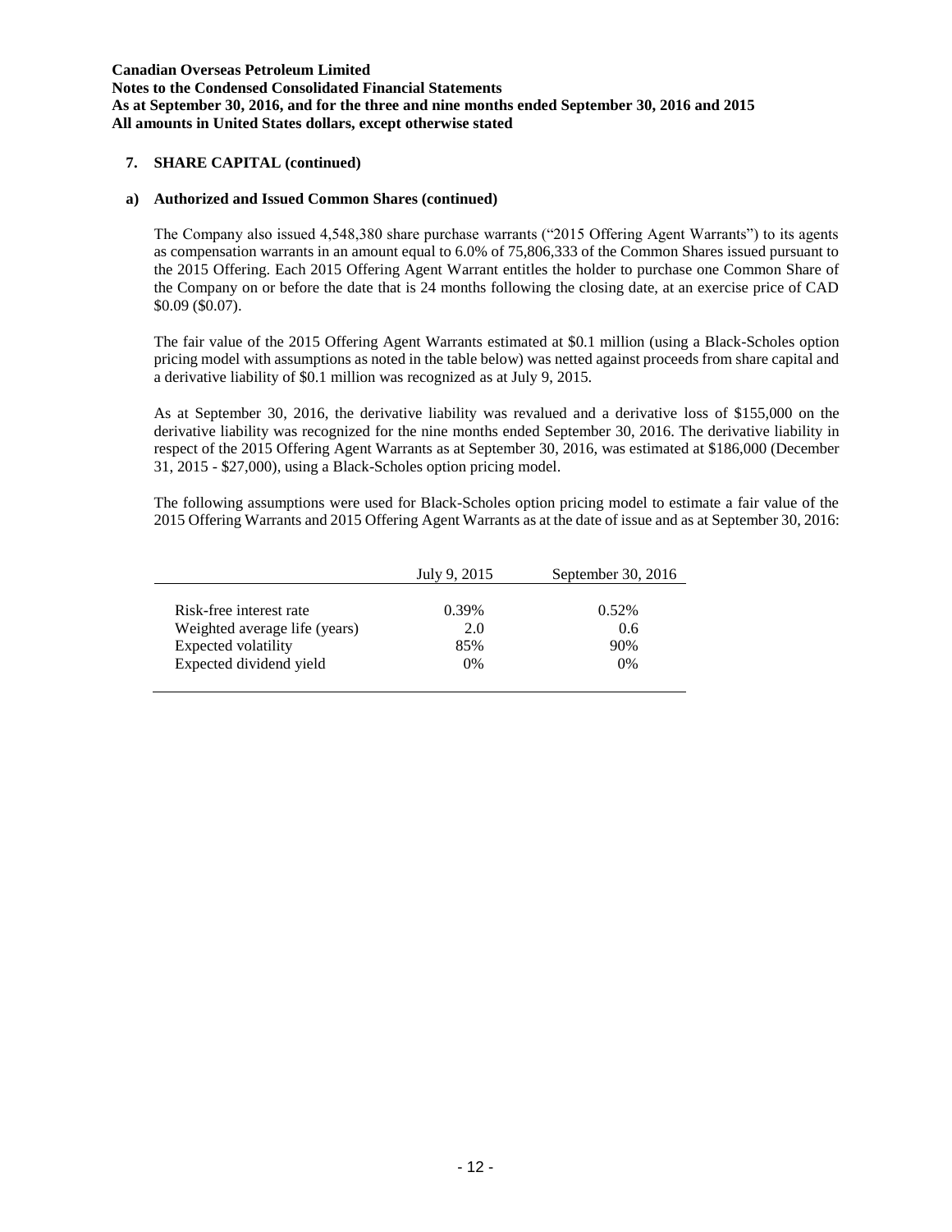## 7. SHARE CAPITAL (continued)

### a) Authorized and Issued Common Shares (continued)

The Company also issued 4,548,380 share purchase warrants ("2015 Offering Agent Warrants") to its agents as compensation warrants in an amount equal to 6.0% of 75,806,333 of the Common Shares issued pursuant to the 2015 Offering. Each 2015 Offering Agent Warrant entitles the holder to purchase one Common Share of the Company on or before the date that is 24 months following the closing date, at an exercise price of CAD $0.09 ($0.07).

The fair value of the 2015 Offering Agent Warrants estimated at $0.1 million (using a Black-Scholes option pricing model with assumptions as noted in the table below) was netted against proceeds from share capital and a derivative liability of $0.1 million was recognized as at July 9, 2015.

As at September 30, 2016, the derivative liability was revalued and a derivative loss of $155,000 on the derivative liability was recognized for the nine months ended September 30, 2016. The derivative liability in respect of the 2015 Offering Agent Warrants as at September 30, 2016, was estimated at $186,000 (December 31, 2015 - $27,000), using a Black-Scholes option pricing model.

The following assumptions were used for Black-Scholes option pricing model to estimate a fair value of the 2015 Offering Warrants and 2015 Offering Agent Warrants as at the date of issue and as at September 30, 2016:

| | July 9, 2015 | September 30, 2016 |
|---|---|---|
| Risk-free interest rate | 0.39% | 0.52% |
| Weighted average life (years) | 2.0 | 0.6 |
| Expected volatility | 85% | 90% |
| Expected dividend yield | 0% | 0% |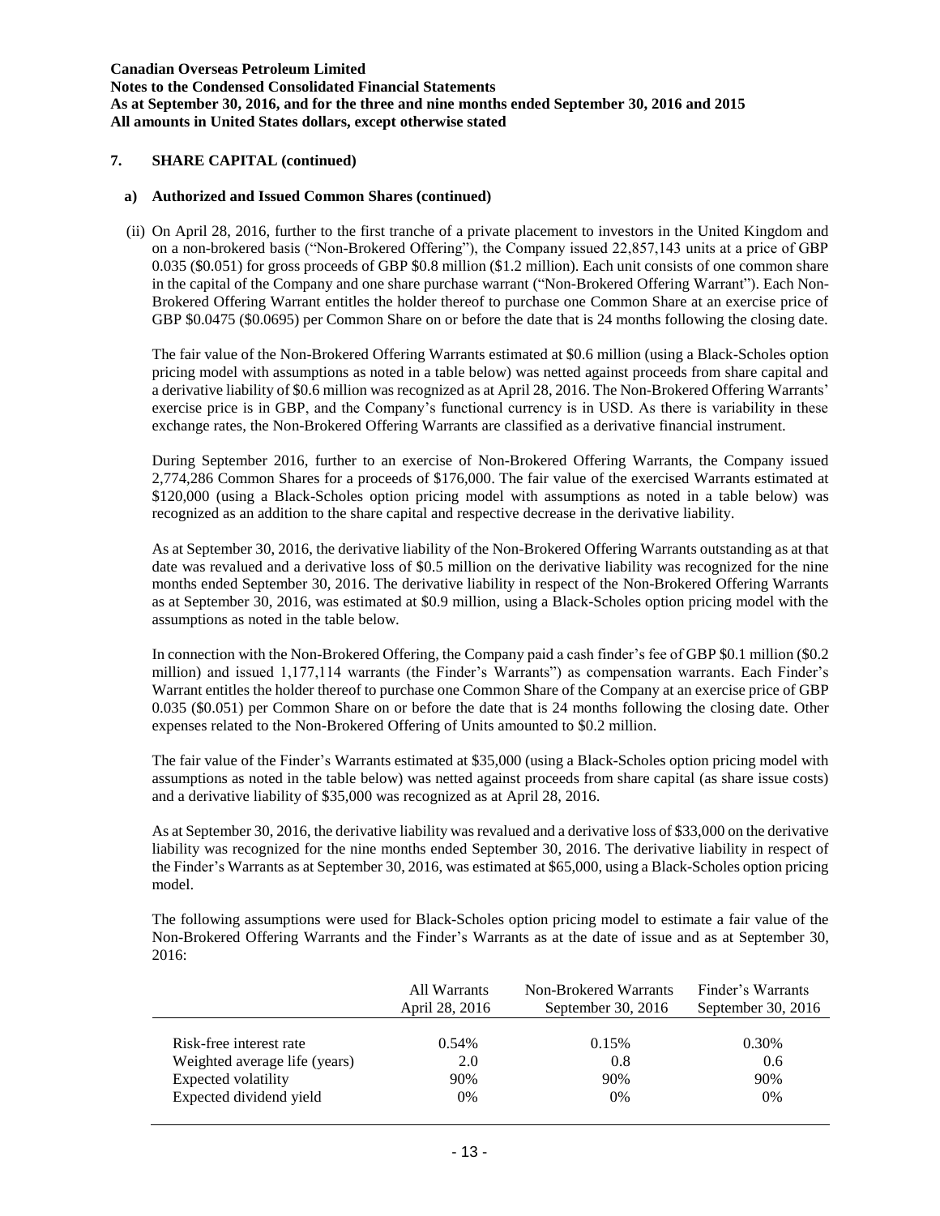## 7. SHARE CAPITAL (continued)

### a) Authorized and Issued Common Shares (continued)

(ii) On April 28, 2016, further to the first tranche of a private placement to investors in the United Kingdom and on a non-brokered basis ("Non-Brokered Offering"), the Company issued 22,857,143 units at a price of GBP 0.035 ($0.051) for gross proceeds of GBP $0.8 million ($1.2 million). Each unit consists of one common share in the capital of the Company and one share purchase warrant ("Non-Brokered Offering Warrant"). Each Non-Brokered Offering Warrant entitles the holder thereof to purchase one Common Share at an exercise price of GBP $0.0475 ($0.0695) per Common Share on or before the date that is 24 months following the closing date.

The fair value of the Non-Brokered Offering Warrants estimated at $0.6 million (using a Black-Scholes option pricing model with assumptions as noted in a table below) was netted against proceeds from share capital and a derivative liability of $0.6 million was recognized as at April 28, 2016. The Non-Brokered Offering Warrants' exercise price is in GBP, and the Company's functional currency is in USD. As there is variability in these exchange rates, the Non-Brokered Offering Warrants are classified as a derivative financial instrument.

During September 2016, further to an exercise of Non-Brokered Offering Warrants, the Company issued 2,774,286 Common Shares for a proceeds of $176,000. The fair value of the exercised Warrants estimated at $120,000 (using a Black-Scholes option pricing model with assumptions as noted in a table below) was recognized as an addition to the share capital and respective decrease in the derivative liability.

As at September 30, 2016, the derivative liability of the Non-Brokered Offering Warrants outstanding as at that date was revalued and a derivative loss of $0.5 million on the derivative liability was recognized for the nine months ended September 30, 2016. The derivative liability in respect of the Non-Brokered Offering Warrants as at September 30, 2016, was estimated at $0.9 million, using a Black-Scholes option pricing model with the assumptions as noted in the table below.

In connection with the Non-Brokered Offering, the Company paid a cash finder's fee of GBP $0.1 million ($0.2 million) and issued 1,177,114 warrants (the Finder's Warrants") as compensation warrants. Each Finder's Warrant entitles the holder thereof to purchase one Common Share of the Company at an exercise price of GBP 0.035 ($0.051) per Common Share on or before the date that is 24 months following the closing date. Other expenses related to the Non-Brokered Offering of Units amounted to $0.2 million.

The fair value of the Finder's Warrants estimated at $35,000 (using a Black-Scholes option pricing model with assumptions as noted in the table below) was netted against proceeds from share capital (as share issue costs) and a derivative liability of $35,000 was recognized as at April 28, 2016.

As at September 30, 2016, the derivative liability was revalued and a derivative loss of $33,000 on the derivative liability was recognized for the nine months ended September 30, 2016. The derivative liability in respect of the Finder's Warrants as at September 30, 2016, was estimated at $65,000, using a Black-Scholes option pricing model.

The following assumptions were used for Black-Scholes option pricing model to estimate a fair value of the Non-Brokered Offering Warrants and the Finder's Warrants as at the date of issue and as at September 30, 2016:

| | All Warrants<br>April 28, 2016 | Non-Brokered Warrants<br>September 30, 2016 | Finder's Warrants<br>September 30, 2016 |
|---|---|---|---|
| Risk-free interest rate | 0.54% | 0.15% | 0.30% |
| Weighted average life (years) | 2.0 | 0.8 | 0.6 |
| Expected volatility | 90% | 90% | 90% |
| Expected dividend yield | 0% | 0% | 0% |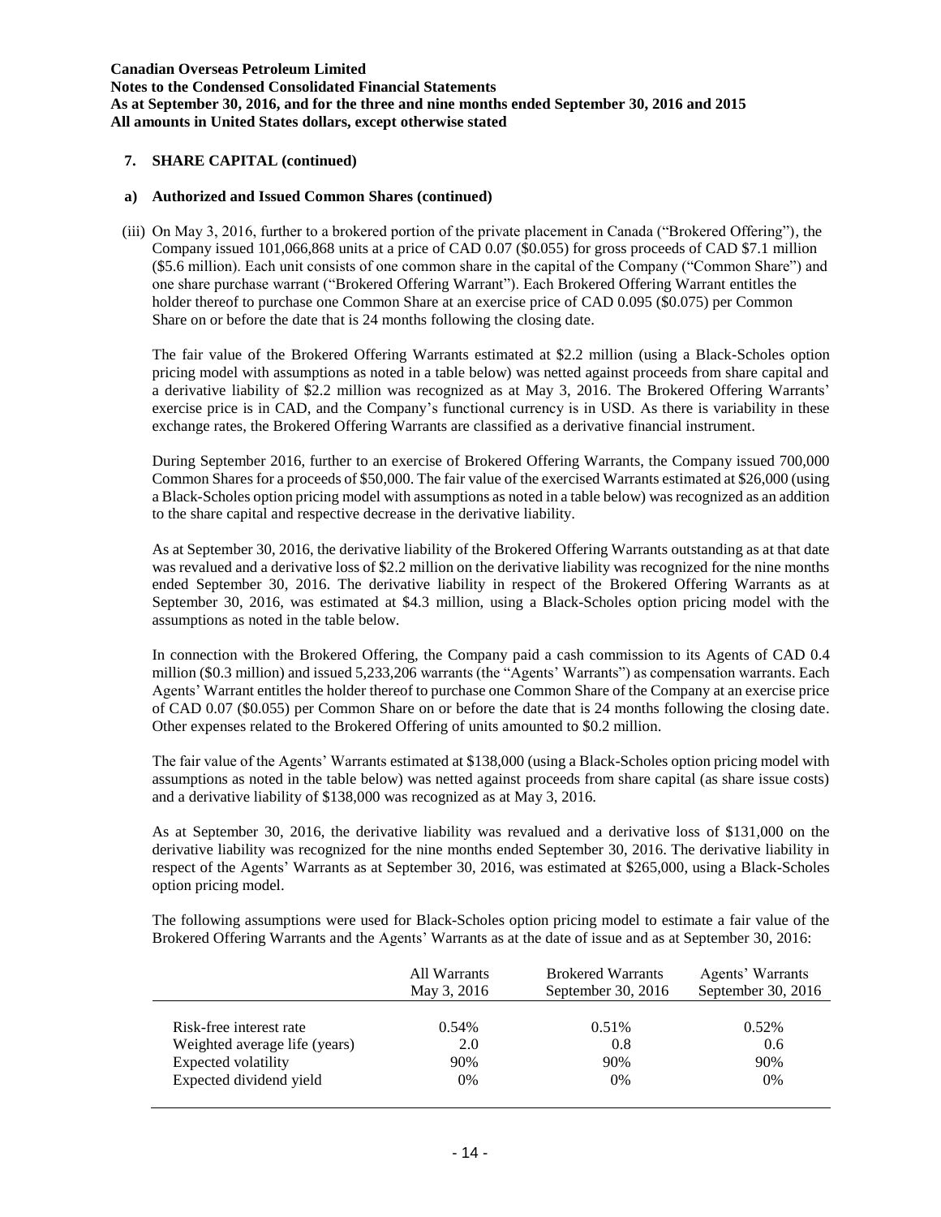## 7. SHARE CAPITAL (continued)

### a) Authorized and Issued Common Shares (continued)

(iii) On May 3, 2016, further to a brokered portion of the private placement in Canada ("Brokered Offering"), the Company issued 101,066,868 units at a price of CAD 0.07 ($0.055) for gross proceeds of CAD $7.1 million ($5.6 million). Each unit consists of one common share in the capital of the Company ("Common Share") and one share purchase warrant ("Brokered Offering Warrant"). Each Brokered Offering Warrant entitles the holder thereof to purchase one Common Share at an exercise price of CAD 0.095 ($0.075) per Common Share on or before the date that is 24 months following the closing date.

The fair value of the Brokered Offering Warrants estimated at $2.2 million (using a Black-Scholes option pricing model with assumptions as noted in a table below) was netted against proceeds from share capital and a derivative liability of $2.2 million was recognized as at May 3, 2016. The Brokered Offering Warrants' exercise price is in CAD, and the Company's functional currency is in USD. As there is variability in these exchange rates, the Brokered Offering Warrants are classified as a derivative financial instrument.

During September 2016, further to an exercise of Brokered Offering Warrants, the Company issued 700,000 Common Shares for a proceeds of $50,000. The fair value of the exercised Warrants estimated at $26,000 (using a Black-Scholes option pricing model with assumptions as noted in a table below) was recognized as an addition to the share capital and respective decrease in the derivative liability.

As at September 30, 2016, the derivative liability of the Brokered Offering Warrants outstanding as at that date was revalued and a derivative loss of $2.2 million on the derivative liability was recognized for the nine months ended September 30, 2016. The derivative liability in respect of the Brokered Offering Warrants as at September 30, 2016, was estimated at $4.3 million, using a Black-Scholes option pricing model with the assumptions as noted in the table below.

In connection with the Brokered Offering, the Company paid a cash commission to its Agents of CAD 0.4 million ($0.3 million) and issued 5,233,206 warrants (the "Agents' Warrants") as compensation warrants. Each Agents' Warrant entitles the holder thereof to purchase one Common Share of the Company at an exercise price of CAD 0.07 ($0.055) per Common Share on or before the date that is 24 months following the closing date. Other expenses related to the Brokered Offering of units amounted to $0.2 million.

The fair value of the Agents' Warrants estimated at $138,000 (using a Black-Scholes option pricing model with assumptions as noted in the table below) was netted against proceeds from share capital (as share issue costs) and a derivative liability of $138,000 was recognized as at May 3, 2016.

As at September 30, 2016, the derivative liability was revalued and a derivative loss of $131,000 on the derivative liability was recognized for the nine months ended September 30, 2016. The derivative liability in respect of the Agents' Warrants as at September 30, 2016, was estimated at $265,000, using a Black-Scholes option pricing model.

The following assumptions were used for Black-Scholes option pricing model to estimate a fair value of the Brokered Offering Warrants and the Agents' Warrants as at the date of issue and as at September 30, 2016:

| | All Warrants May 3, 2016 | Brokered Warrants September 30, 2016 | Agents' Warrants September 30, 2016 |
|---|---|---|---|
| Risk-free interest rate | 0.54% | 0.51% | 0.52% |
| Weighted average life (years) | 2.0 | 0.8 | 0.6 |
| Expected volatility | 90% | 90% | 90% |
| Expected dividend yield | 0% | 0% | 0% |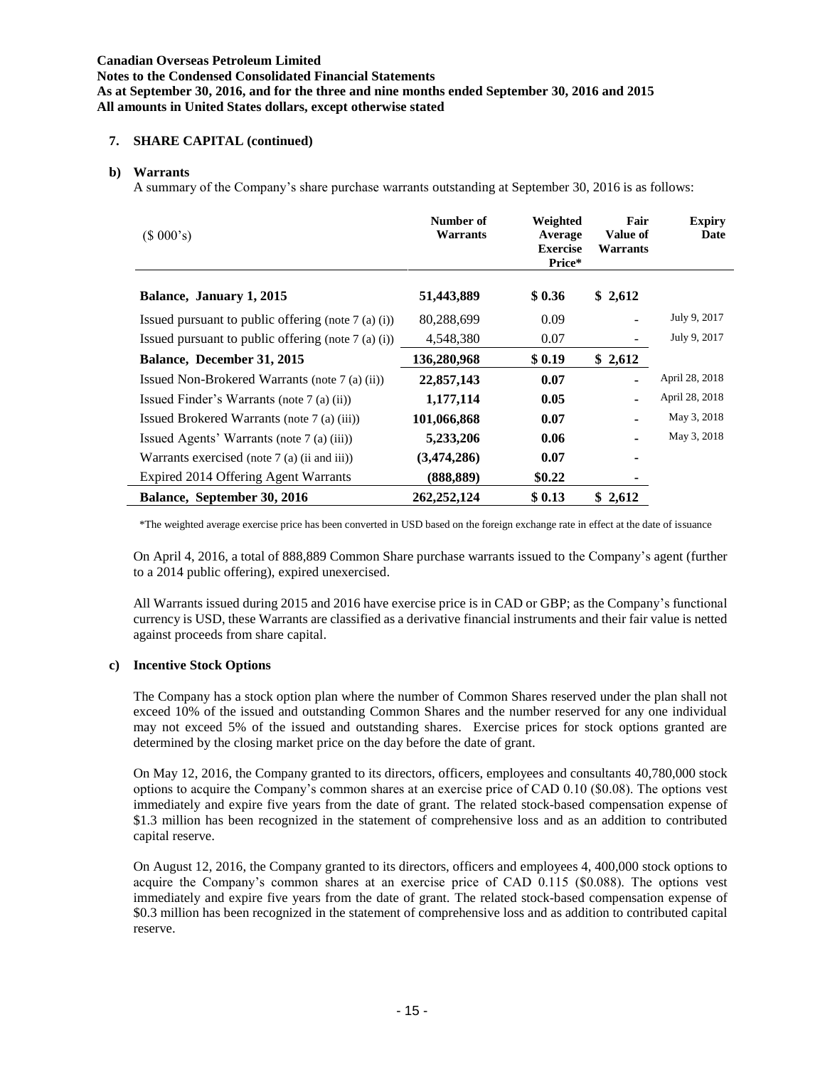Canadian Overseas Petroleum Limited
Notes to the Condensed Consolidated Financial Statements
As at September 30, 2016, and for the three and nine months ended September 30, 2016 and 2015
All amounts in United States dollars, except otherwise stated

## 7. SHARE CAPITAL (continued)

### b) Warrants

A summary of the Company's share purchase warrants outstanding at September 30, 2016 is as follows:

| ($ 000's) | Number of Warrants | Weighted Average Exercise Price* | Fair Value of Warrants | Expiry Date |
|---|---|---|---|---|
| **Balance, January 1, 2015** | **51,443,889** | **$ 0.36** | **$ 2,612** | |
| Issued pursuant to public offering (note 7 (a) (i)) | 80,288,699 | 0.09 | - | July 9, 2017 |
| Issued pursuant to public offering (note 7 (a) (i)) | 4,548,380 | 0.07 | - | July 9, 2017 |
| **Balance, December 31, 2015** | **136,280,968** | **$ 0.19** | **$ 2,612** | |
| Issued Non-Brokered Warrants (note 7 (a) (ii)) | **22,857,143** | **0.07** | **-** | April 28, 2018 |
| Issued Finder's Warrants (note 7 (a) (ii)) | **1,177,114** | **0.05** | **-** | April 28, 2018 |
| Issued Brokered Warrants (note 7 (a) (iii)) | **101,066,868** | **0.07** | **-** | May 3, 2018 |
| Issued Agents' Warrants (note 7 (a) (iii)) | **5,233,206** | **0.06** | **-** | May 3, 2018 |
| Warrants exercised (note 7 (a) (ii and iii)) | **(3,474,286)** | **0.07** | **-** | |
| Expired 2014 Offering Agent Warrants | **(888,889)** | **$0.22** | **-** | |
| **Balance, September 30, 2016** | **262,252,124** | **$ 0.13** | **$ 2,612** | |

*The weighted average exercise price has been converted in USD based on the foreign exchange rate in effect at the date of issuance

On April 4, 2016, a total of 888,889 Common Share purchase warrants issued to the Company's agent (further to a 2014 public offering), expired unexercised.

All Warrants issued during 2015 and 2016 have exercise price is in CAD or GBP; as the Company's functional currency is USD, these Warrants are classified as a derivative financial instruments and their fair value is netted against proceeds from share capital.

### c) Incentive Stock Options

The Company has a stock option plan where the number of Common Shares reserved under the plan shall not exceed 10% of the issued and outstanding Common Shares and the number reserved for any one individual may not exceed 5% of the issued and outstanding shares. Exercise prices for stock options granted are determined by the closing market price on the day before the date of grant.

On May 12, 2016, the Company granted to its directors, officers, employees and consultants 40,780,000 stock options to acquire the Company's common shares at an exercise price of CAD 0.10 ($0.08). The options vest immediately and expire five years from the date of grant. The related stock-based compensation expense of $1.3 million has been recognized in the statement of comprehensive loss and as an addition to contributed capital reserve.

On August 12, 2016, the Company granted to its directors, officers and employees 4, 400,000 stock options to acquire the Company's common shares at an exercise price of CAD 0.115 ($0.088). The options vest immediately and expire five years from the date of grant. The related stock-based compensation expense of $0.3 million has been recognized in the statement of comprehensive loss and as addition to contributed capital reserve.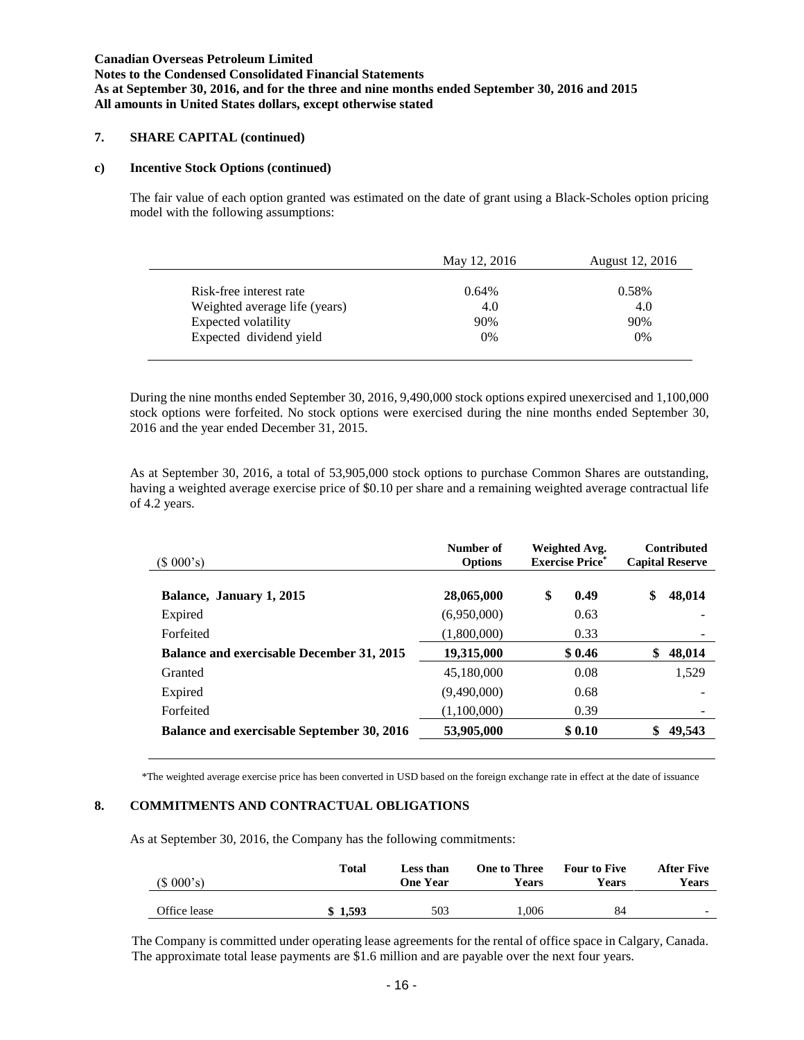**Canadian Overseas Petroleum Limited**
**Notes to the Condensed Consolidated Financial Statements**
**As at September 30, 2016, and for the three and nine months ended September 30, 2016 and 2015**
**All amounts in United States dollars, except otherwise stated**

## 7. SHARE CAPITAL (continued)

### c) Incentive Stock Options (continued)

The fair value of each option granted was estimated on the date of grant using a Black-Scholes option pricing model with the following assumptions:

| | May 12, 2016 | August 12, 2016 |
|---|---|---|
| Risk-free interest rate | 0.64% | 0.58% |
| Weighted average life (years) | 4.0 | 4.0 |
| Expected volatility | 90% | 90% |
| Expected dividend yield | 0% | 0% |

During the nine months ended September 30, 2016, 9,490,000 stock options expired unexercised and 1,100,000 stock options were forfeited. No stock options were exercised during the nine months ended September 30, 2016 and the year ended December 31, 2015.

As at September 30, 2016, a total of 53,905,000 stock options to purchase Common Shares are outstanding, having a weighted average exercise price of $0.10 per share and a remaining weighted average contractual life of 4.2 years.

| ($ 000's) | Number of Options | Weighted Avg. Exercise Price* | Contributed Capital Reserve |
|---|---|---|---|
| **Balance, January 1, 2015** | **28,065,000** | **$ 0.49** | **$ 48,014** |
| Expired | (6,950,000) | 0.63 | - |
| Forfeited | (1,800,000) | 0.33 | - |
| **Balance and exercisable December 31, 2015** | **19,315,000** | **$ 0.46** | **$ 48,014** |
| Granted | 45,180,000 | 0.08 | 1,529 |
| Expired | (9,490,000) | 0.68 | - |
| Forfeited | (1,100,000) | 0.39 | - |
| **Balance and exercisable September 30, 2016** | **53,905,000** | **$ 0.10** | **$ 49,543** |

*The weighted average exercise price has been converted in USD based on the foreign exchange rate in effect at the date of issuance

## 8. COMMITMENTS AND CONTRACTUAL OBLIGATIONS

As at September 30, 2016, the Company has the following commitments:

| ($ 000's) | Total | Less than One Year | One to Three Years | Four to Five Years | After Five Years |
|---|---|---|---|---|---|
| Office lease | **$ 1,593** | 503 | 1,006 | 84 | - |

The Company is committed under operating lease agreements for the rental of office space in Calgary, Canada. The approximate total lease payments are $1.6 million and are payable over the next four years.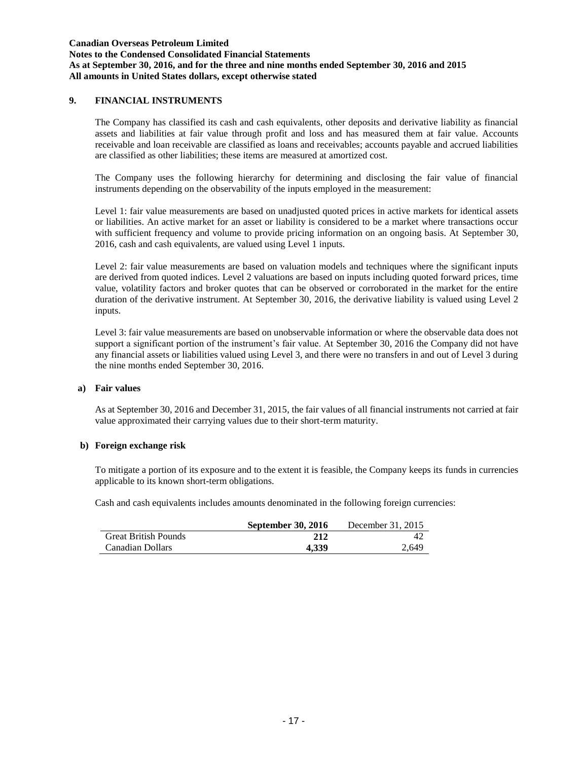## 9. FINANCIAL INSTRUMENTS

The Company has classified its cash and cash equivalents, other deposits and derivative liability as financial assets and liabilities at fair value through profit and loss and has measured them at fair value. Accounts receivable and loan receivable are classified as loans and receivables; accounts payable and accrued liabilities are classified as other liabilities; these items are measured at amortized cost.

The Company uses the following hierarchy for determining and disclosing the fair value of financial instruments depending on the observability of the inputs employed in the measurement:

Level 1: fair value measurements are based on unadjusted quoted prices in active markets for identical assets or liabilities. An active market for an asset or liability is considered to be a market where transactions occur with sufficient frequency and volume to provide pricing information on an ongoing basis. At September 30, 2016, cash and cash equivalents, are valued using Level 1 inputs.

Level 2: fair value measurements are based on valuation models and techniques where the significant inputs are derived from quoted indices. Level 2 valuations are based on inputs including quoted forward prices, time value, volatility factors and broker quotes that can be observed or corroborated in the market for the entire duration of the derivative instrument. At September 30, 2016, the derivative liability is valued using Level 2 inputs.

Level 3: fair value measurements are based on unobservable information or where the observable data does not support a significant portion of the instrument's fair value. At September 30, 2016 the Company did not have any financial assets or liabilities valued using Level 3, and there were no transfers in and out of Level 3 during the nine months ended September 30, 2016.

### a) Fair values

As at September 30, 2016 and December 31, 2015, the fair values of all financial instruments not carried at fair value approximated their carrying values due to their short-term maturity.

### b) Foreign exchange risk

To mitigate a portion of its exposure and to the extent it is feasible, the Company keeps its funds in currencies applicable to its known short-term obligations.

Cash and cash equivalents includes amounts denominated in the following foreign currencies:

| | **September 30, 2016** | December 31, 2015 |
|---|---|---|
| Great British Pounds | **212** | 42 |
| Canadian Dollars | **4,339** | 2,649 |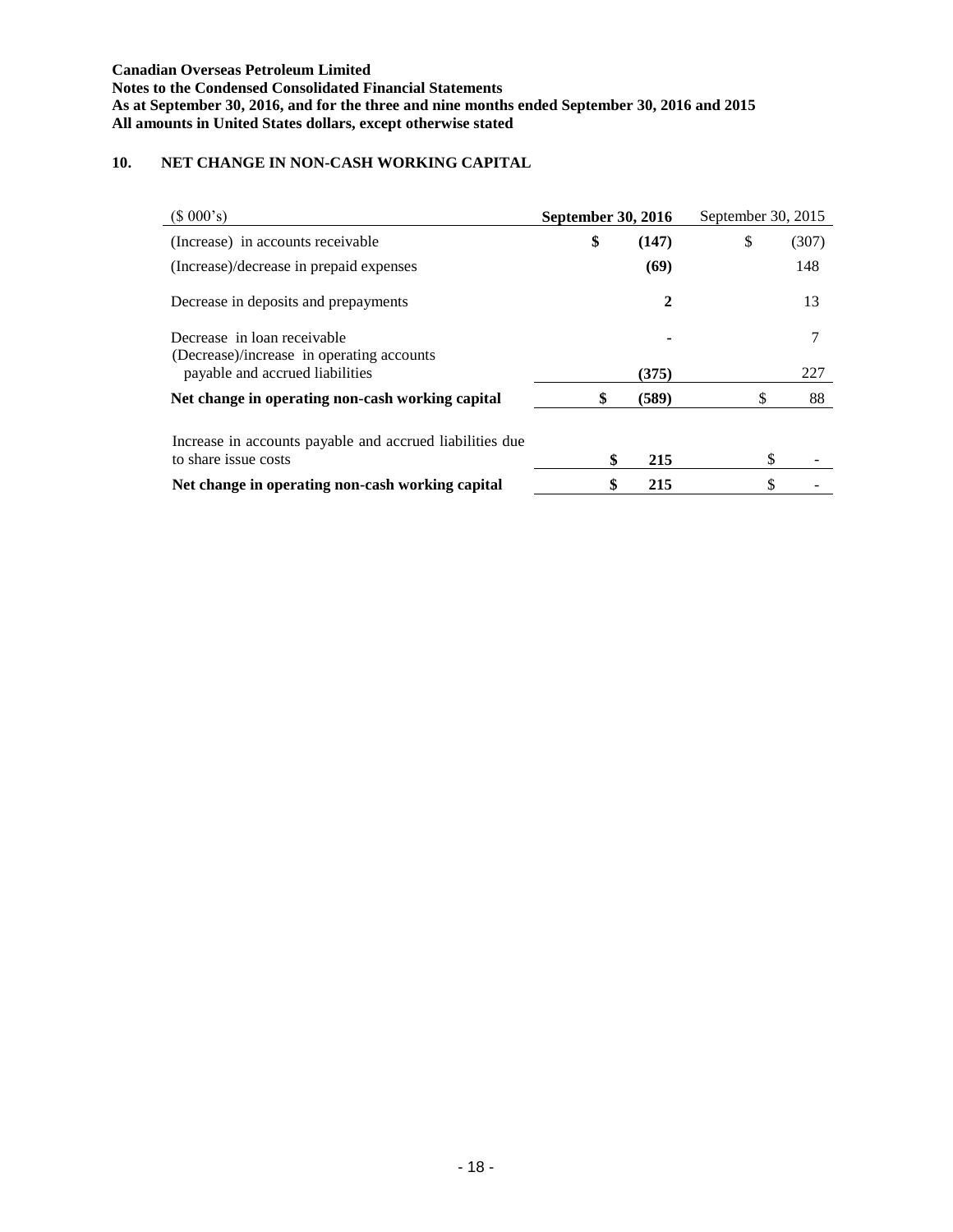**Canadian Overseas Petroleum Limited**
**Notes to the Condensed Consolidated Financial Statements**
**As at September 30, 2016, and for the three and nine months ended September 30, 2016 and 2015**
**All amounts in United States dollars, except otherwise stated**

## 10. NET CHANGE IN NON-CASH WORKING CAPITAL

| ($ 000's) | **September 30, 2016** | September 30, 2015 |
|---|---|---|
| (Increase) in accounts receivable | **$ (147)** | $ (307) |
| (Increase)/decrease in prepaid expenses | **(69)** | 148 |
| Decrease in deposits and prepayments | **2** | 13 |
| Decrease in loan receivable | **-** | 7 |
| (Decrease)/increase in operating accounts payable and accrued liabilities | **(375)** | 227 |
| **Net change in operating non-cash working capital** | **$ (589)** | $ 88 |
| Increase in accounts payable and accrued liabilities due to share issue costs | **$ 215** | $ - |
| **Net change in operating non-cash working capital** | **$ 215** | $ - |